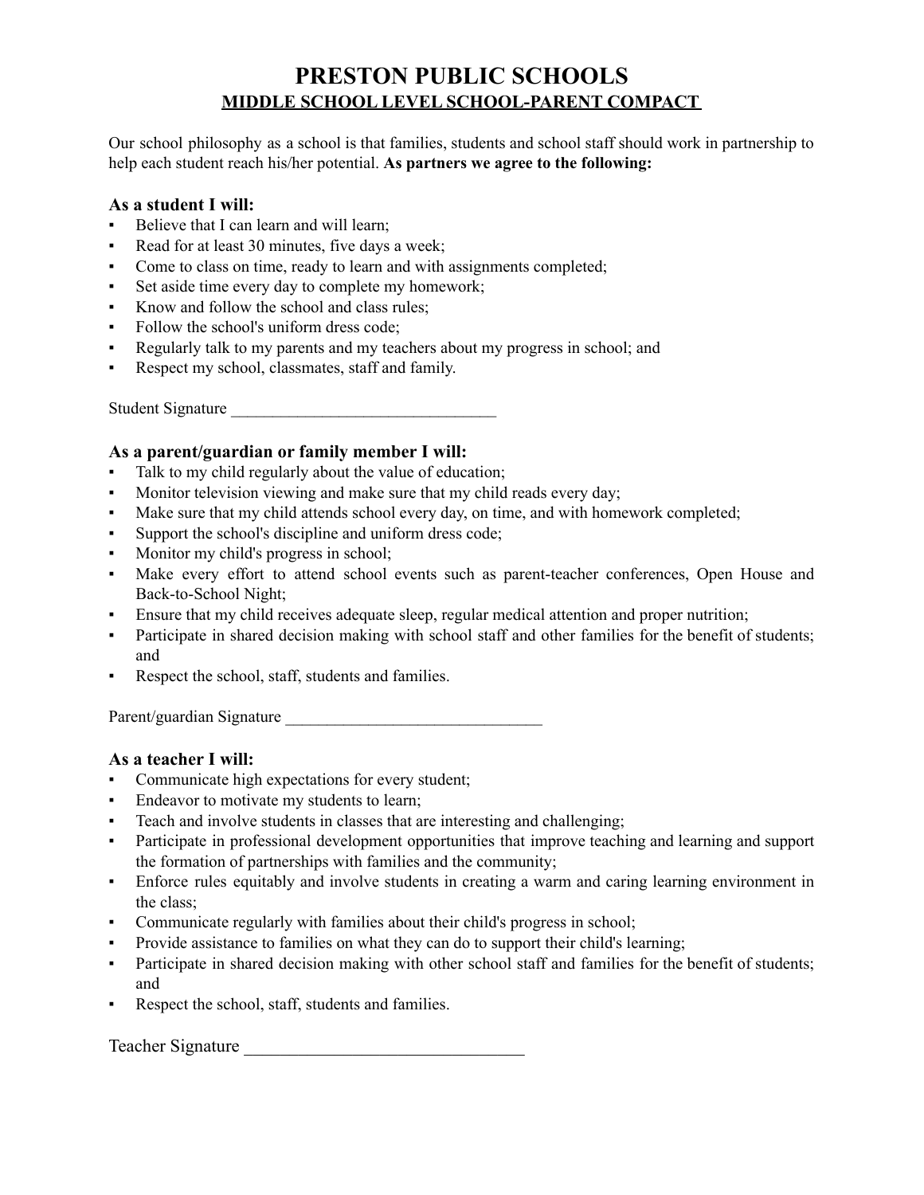# PRESTON PUBLIC SCHOOLS

## MIDDLE SCHOOL LEVEL SCHOOL-PARENT COMPACT

Our school philosophy as a school is that families, students and school staff should work in partnership to help each student reach his/her potential. **As partners we agree to the following:**

### As a student I will:

- Believe that I can learn and will learn;
- Read for at least 30 minutes, five days a week;
- Come to class on time, ready to learn and with assignments completed;
- Set aside time every day to complete my homework;
- Know and follow the school and class rules;
- Follow the school's uniform dress code;
- Regularly talk to my parents and my teachers about my progress in school; and
- Respect my school, classmates, staff and family.

Student Signature ________________________________

### As a parent/guardian or family member I will:

- Talk to my child regularly about the value of education;
- Monitor television viewing and make sure that my child reads every day;
- Make sure that my child attends school every day, on time, and with homework completed;
- Support the school's discipline and uniform dress code;
- Monitor my child's progress in school;
- Make every effort to attend school events such as parent-teacher conferences, Open House and Back-to-School Night;
- Ensure that my child receives adequate sleep, regular medical attention and proper nutrition;
- Participate in shared decision making with school staff and other families for the benefit of students; and
- Respect the school, staff, students and families.

Parent/guardian Signature _______________________________

### As a teacher I will:

- Communicate high expectations for every student;
- Endeavor to motivate my students to learn;
- Teach and involve students in classes that are interesting and challenging;
- Participate in professional development opportunities that improve teaching and learning and support the formation of partnerships with families and the community;
- Enforce rules equitably and involve students in creating a warm and caring learning environment in the class;
- Communicate regularly with families about their child's progress in school;
- Provide assistance to families on what they can do to support their child's learning;
- Participate in shared decision making with other school staff and families for the benefit of students; and
- Respect the school, staff, students and families.

Teacher Signature _______________________________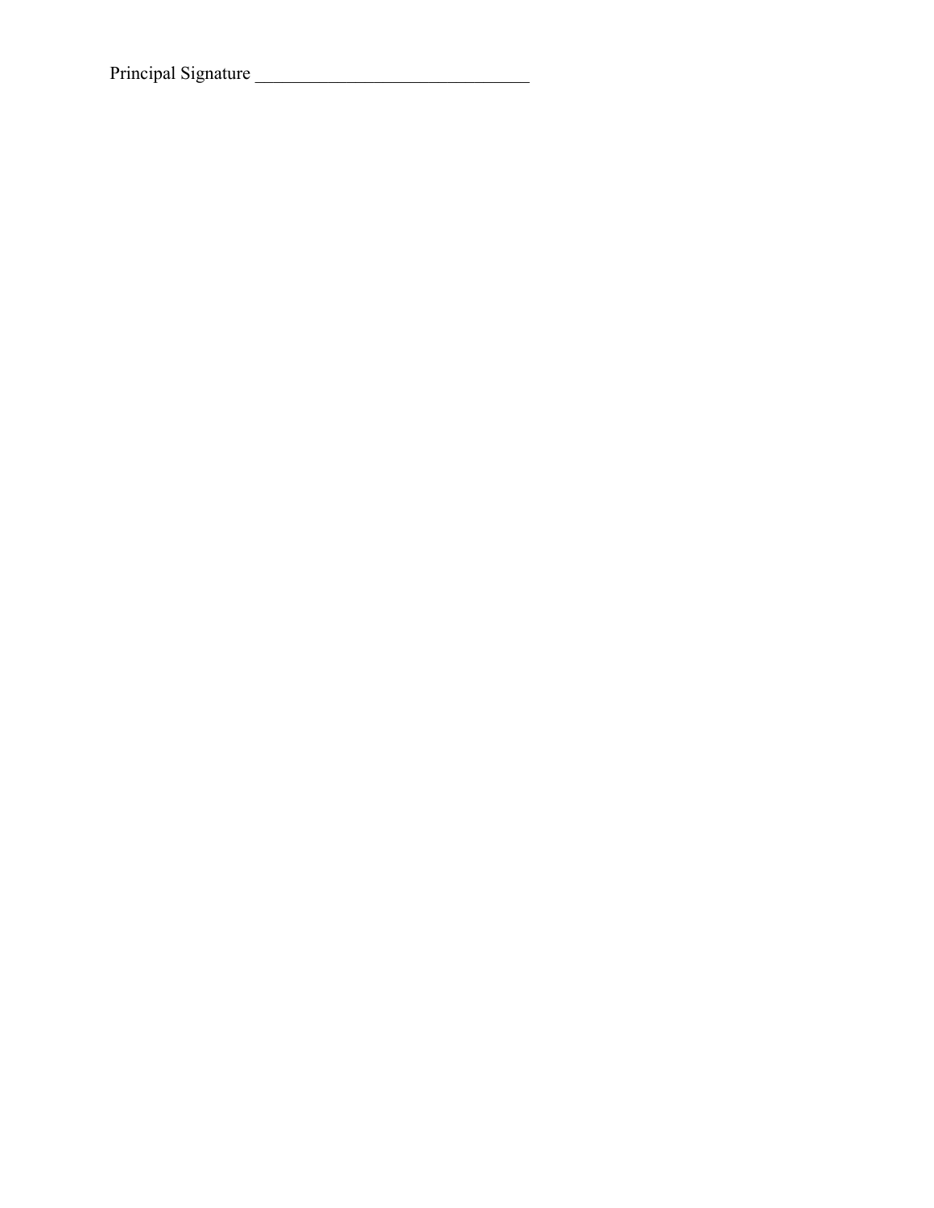Principal Signature ______________________________